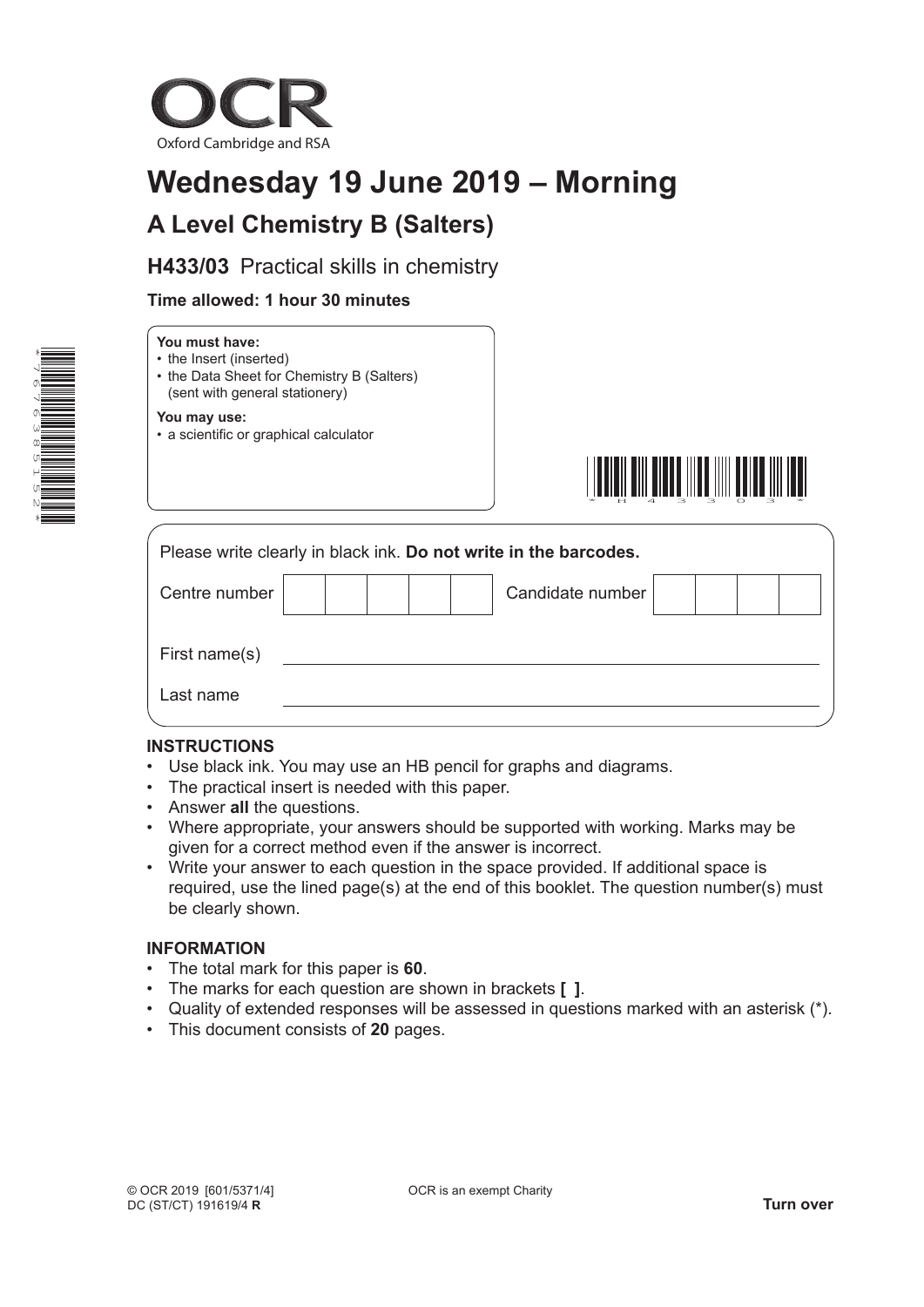OCR

Oxford Cambridge and RSA

# Wednesday 19 June 2019 – Morning

## A Level Chemistry B (Salters)

### H433/03 Practical skills in chemistry

**Time allowed: 1 hour 30 minutes**

**You must have:**
- the Insert (inserted)
- the Data Sheet for Chemistry B (Salters) (sent with general stationery)

**You may use:**
- a scientific or graphical calculator

Please write clearly in black ink. **Do not write in the barcodes.**

| Centre number | | | | | | Candidate number | | | | |
|---|---|---|---|---|---|---|---|---|---|---|

First name(s) ______________________

Last name ______________________

**INSTRUCTIONS**
- Use black ink. You may use an HB pencil for graphs and diagrams.
- The practical insert is needed with this paper.
- Answer **all** the questions.
- Where appropriate, your answers should be supported with working. Marks may be given for a correct method even if the answer is incorrect.
- Write your answer to each question in the space provided. If additional space is required, use the lined page(s) at the end of this booklet. The question number(s) must be clearly shown.

**INFORMATION**
- The total mark for this paper is **60**.
- The marks for each question are shown in brackets **[ ]**.
- Quality of extended responses will be assessed in questions marked with an asterisk (*).
- This document consists of **20** pages.

© OCR 2019 [601/5371/4]
DC (ST/CT) 191619/4 **R**

OCR is an exempt Charity

**Turn over**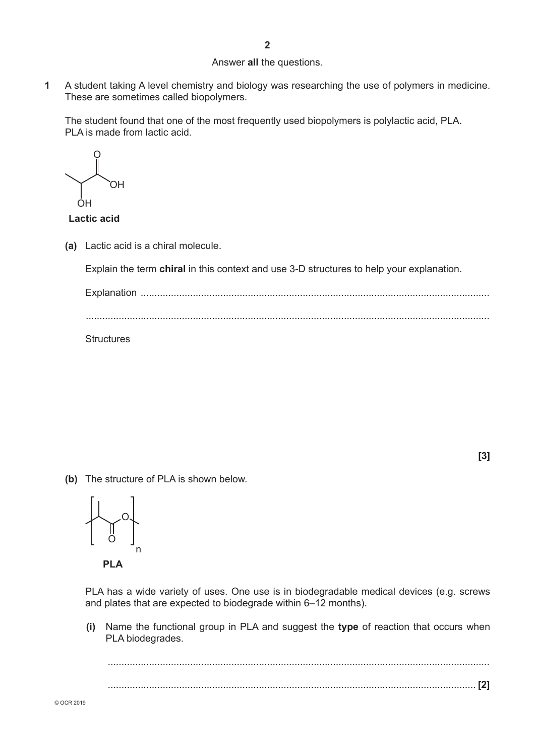Answer **all** the questions.

**1** A student taking A level chemistry and biology was researching the use of polymers in medicine. These are sometimes called biopolymers.

The student found that one of the most frequently used biopolymers is polylactic acid, PLA. PLA is made from lactic acid.

**Lactic acid**

**(a)** Lactic acid is a chiral molecule.

Explain the term **chiral** in this context and use 3-D structures to help your explanation.

Explanation ..............................................................................................................................

..............................................................................................................................................

Structures

**[3]**

**(b)** The structure of PLA is shown below.

**PLA**

PLA has a wide variety of uses. One use is in biodegradable medical devices (e.g. screws and plates that are expected to biodegrade within 6–12 months).

**(i)** Name the functional group in PLA and suggest the **type** of reaction that occurs when PLA biodegrades.

..............................................................................................................................................

.............................................................................................................................................. **[2]**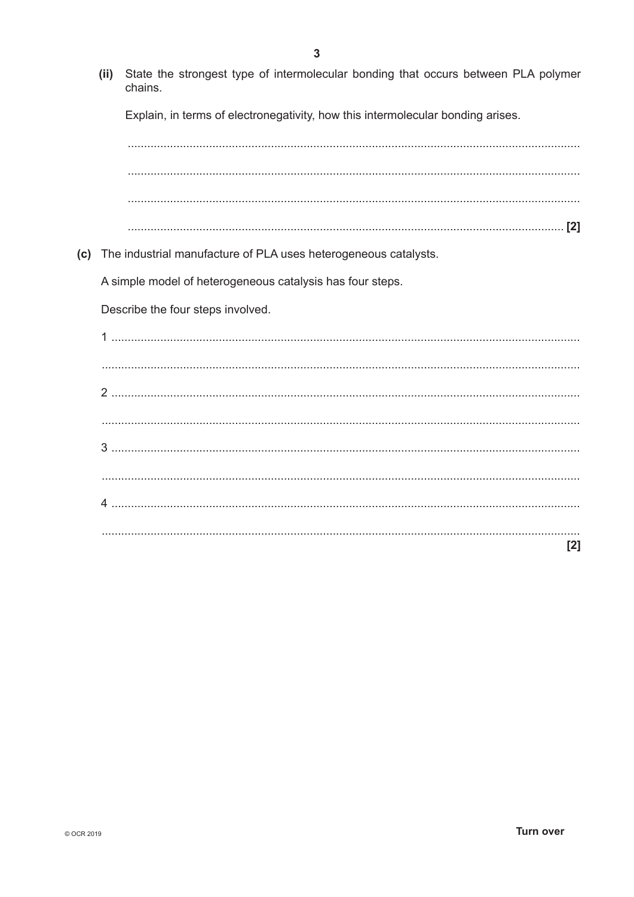(ii) State the strongest type of intermolecular bonding that occurs between PLA polymer chains.

Explain, in terms of electronegativity, how this intermolecular bonding arises.

..........................................................................................................................................

..........................................................................................................................................

..........................................................................................................................................

.......................................................................................................................................... **[2]**

(c) The industrial manufacture of PLA uses heterogeneous catalysts.

A simple model of heterogeneous catalysis has four steps.

Describe the four steps involved.

1 ..........................................................................................................................................

..........................................................................................................................................

2 ..........................................................................................................................................

..........................................................................................................................................

3 ..........................................................................................................................................

..........................................................................................................................................

4 ..........................................................................................................................................

..........................................................................................................................................

**[2]**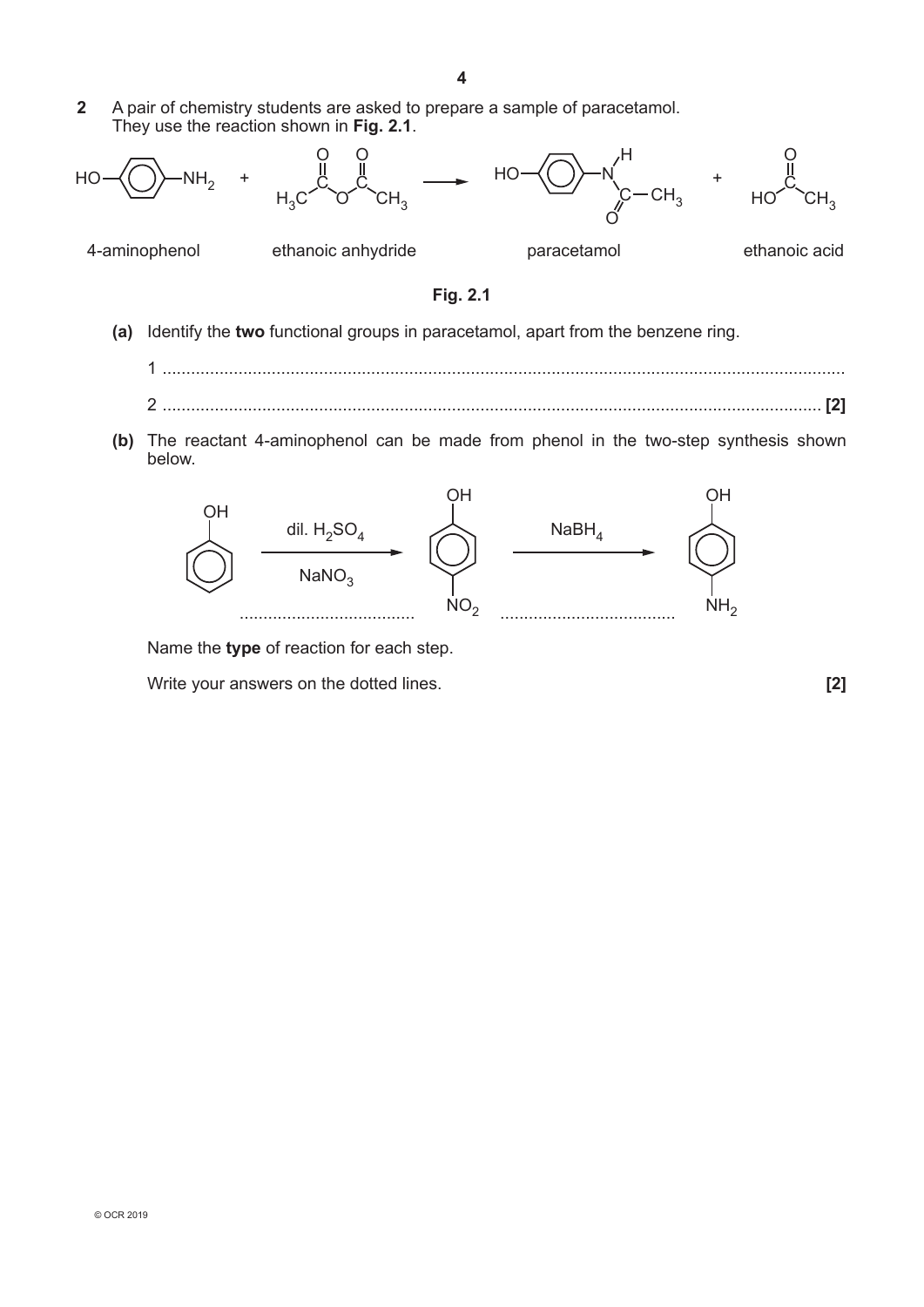**2** A pair of chemistry students are asked to prepare a sample of paracetamol.
They use the reaction shown in **Fig. 2.1**.

$$\text{HO–C}_6\text{H}_4\text{–NH}_2 + \text{H}_3\text{C–C(=O)–O–C(=O)–CH}_3 \longrightarrow \text{HO–C}_6\text{H}_4\text{–N(H)–C(=O)–CH}_3 + \text{HO–C(=O)–CH}_3$$

4-aminophenol  ethanoic anhydride  paracetamol  ethanoic acid

**Fig. 2.1**

**(a)** Identify the **two** functional groups in paracetamol, apart from the benzene ring.

1 ..........................................................................................................................................

2 .......................................................................................................................................... **[2]**

**(b)** The reactant 4-aminophenol can be made from phenol in the two-step synthesis shown below.

$$\text{phenol} \xrightarrow[\text{NaNO}_3]{\text{dil. H}_2\text{SO}_4} \text{4-nitrophenol (OH, NO}_2\text{)} \xrightarrow{\text{NaBH}_4} \text{4-aminophenol (OH, NH}_2\text{)}$$

..................................... (step 1)  ..................................... (step 2)

Name the **type** of reaction for each step.

Write your answers on the dotted lines. **[2]**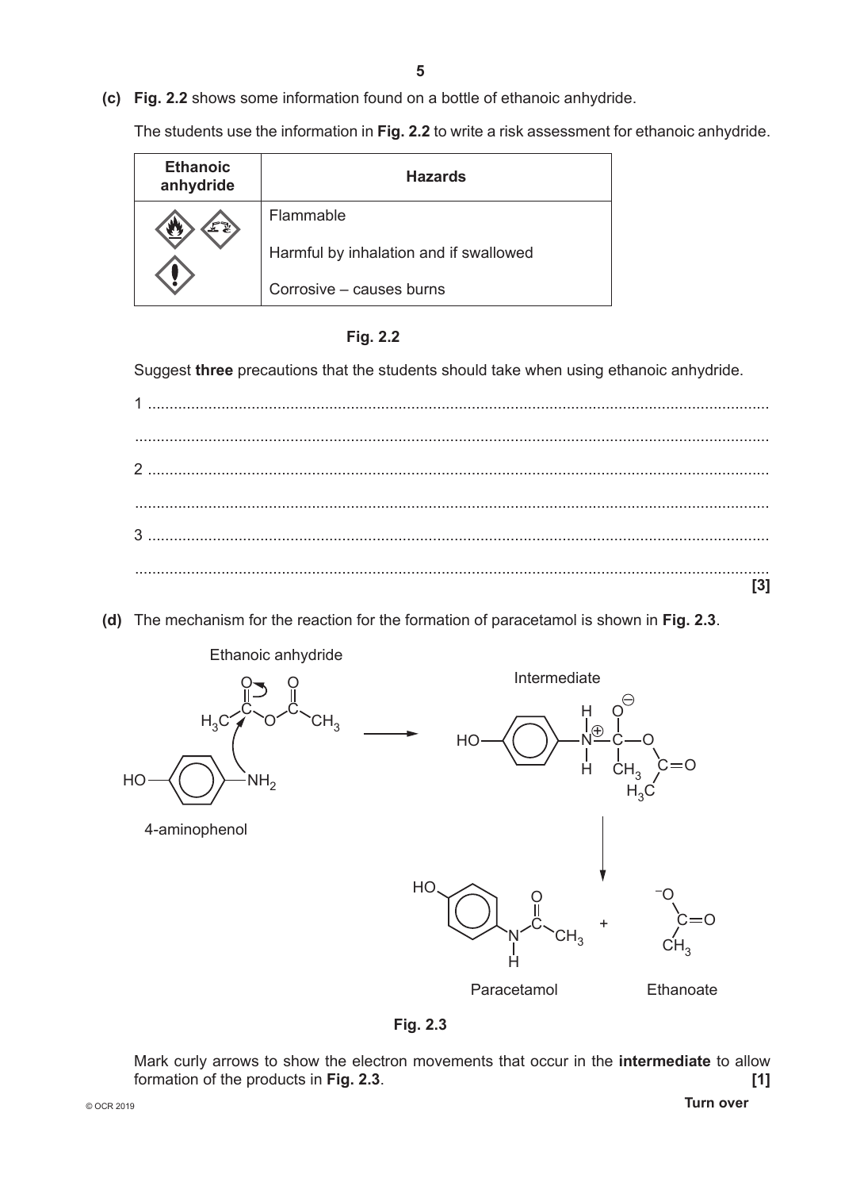**(c)** **Fig. 2.2** shows some information found on a bottle of ethanoic anhydride.

The students use the information in **Fig. 2.2** to write a risk assessment for ethanoic anhydride.

| Ethanoic anhydride | Hazards |
|---|---|
| | Flammable |
| | Harmful by inhalation and if swallowed |
| | Corrosive – causes burns |

**Fig. 2.2**

Suggest **three** precautions that the students should take when using ethanoic anhydride.

1 ...........................................................................................................................................

...........................................................................................................................................

2 ...........................................................................................................................................

...........................................................................................................................................

3 ...........................................................................................................................................

........................................................................................................................................... **[3]**

**(d)** The mechanism for the reaction for the formation of paracetamol is shown in **Fig. 2.3**.

Ethanoic anhydride

Intermediate

4-aminophenol

Paracetamol

Ethanoate

**Fig. 2.3**

Mark curly arrows to show the electron movements that occur in the **intermediate** to allow formation of the products in **Fig. 2.3**. **[1]**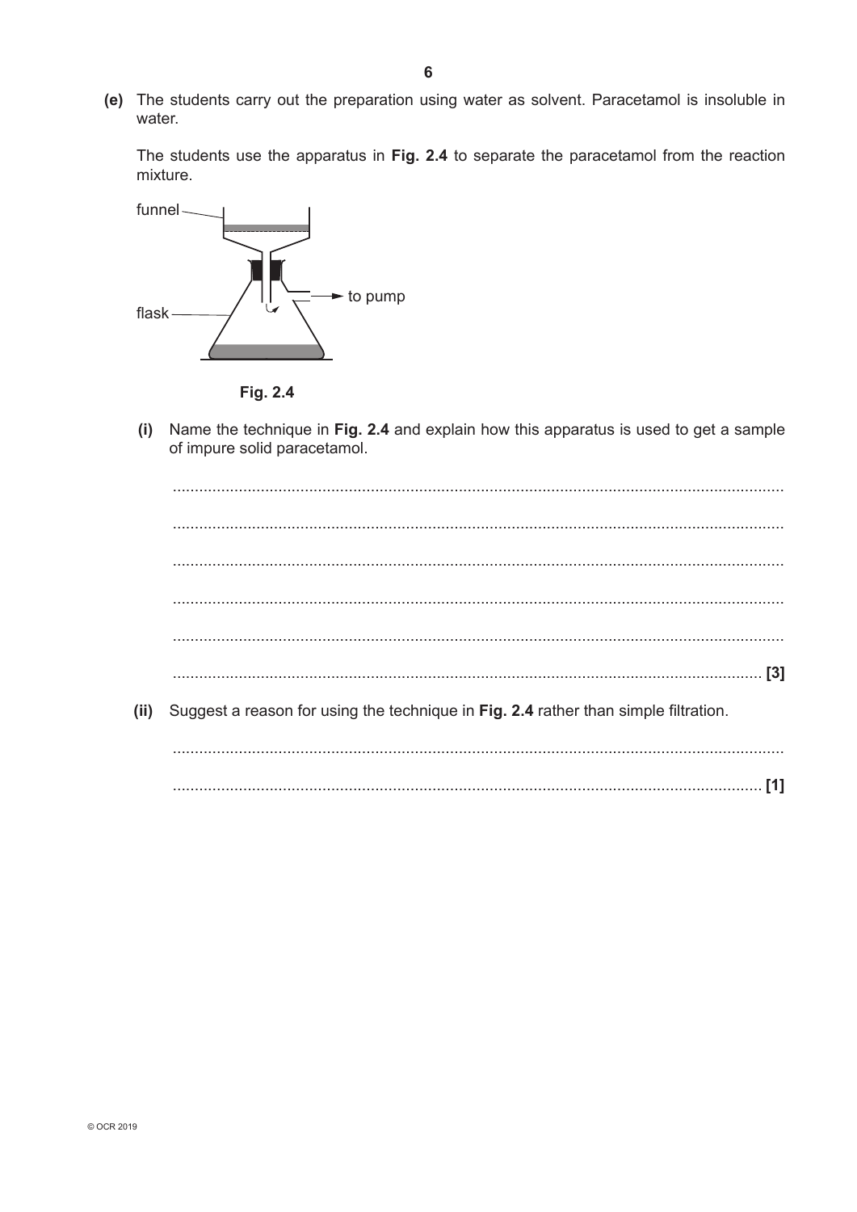**(e)** The students carry out the preparation using water as solvent. Paracetamol is insoluble in water.

The students use the apparatus in **Fig. 2.4** to separate the paracetamol from the reaction mixture.

funnel

flask

to pump

**Fig. 2.4**

**(i)** Name the technique in **Fig. 2.4** and explain how this apparatus is used to get a sample of impure solid paracetamol.

..........................................................................................................................................

..........................................................................................................................................

..........................................................................................................................................

..........................................................................................................................................

..........................................................................................................................................

.................................................................................................................................... **[3]**

**(ii)** Suggest a reason for using the technique in **Fig. 2.4** rather than simple filtration.

..........................................................................................................................................

.................................................................................................................................... **[1]**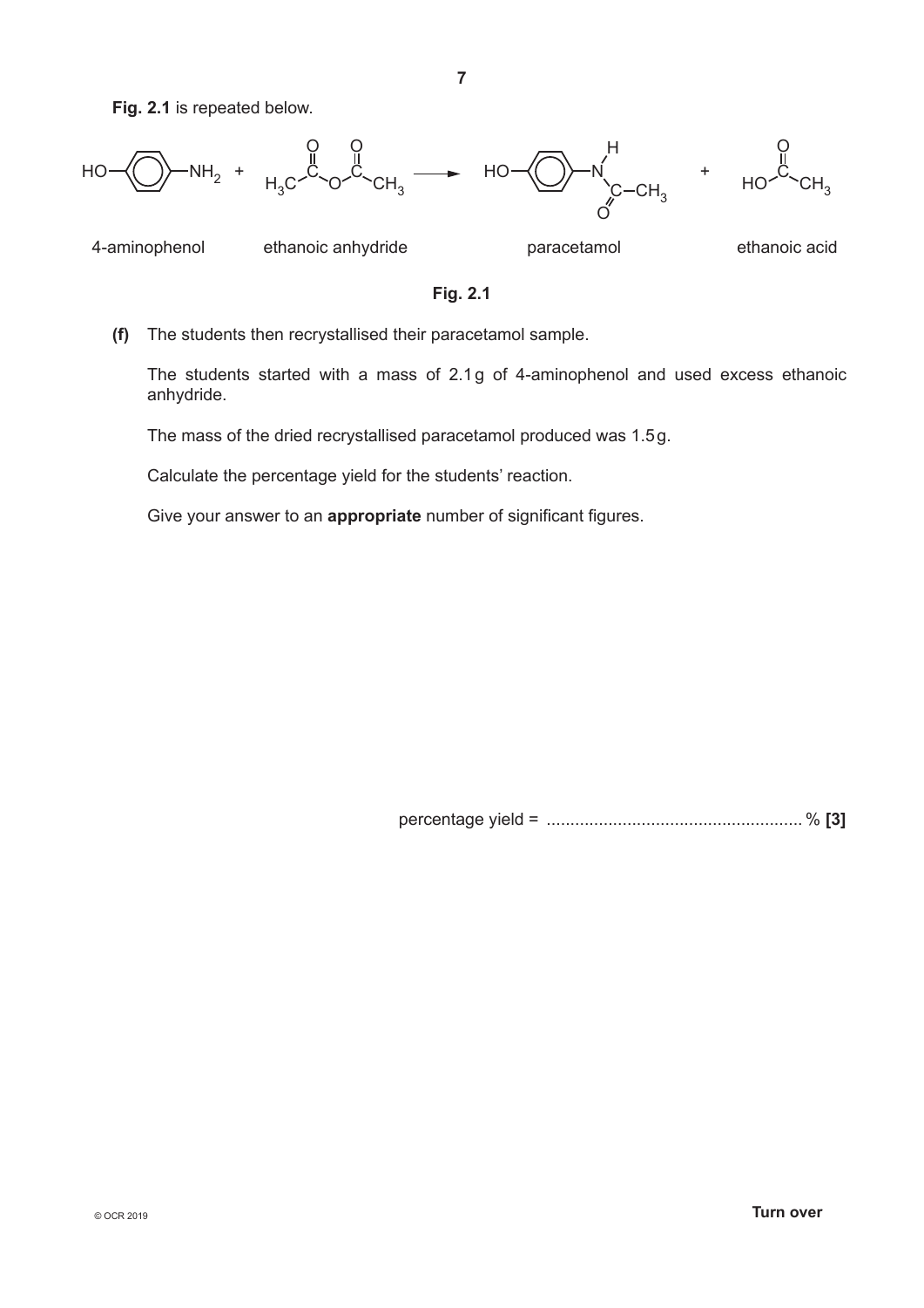**Fig. 2.1** is repeated below.

$$HOC_6H_4NH_2 + (CH_3CO)_2O \longrightarrow HOC_6H_4NHCOCH_3 + CH_3COOH$$

4-aminophenol | ethanoic anhydride | paracetamol | ethanoic acid

**Fig. 2.1**

**(f)** The students then recrystallised their paracetamol sample.

The students started with a mass of 2.1 g of 4-aminophenol and used excess ethanoic anhydride.

The mass of the dried recrystallised paracetamol produced was 1.5 g.

Calculate the percentage yield for the students' reaction.

Give your answer to an **appropriate** number of significant figures.

percentage yield = ..................................................... % **[3]**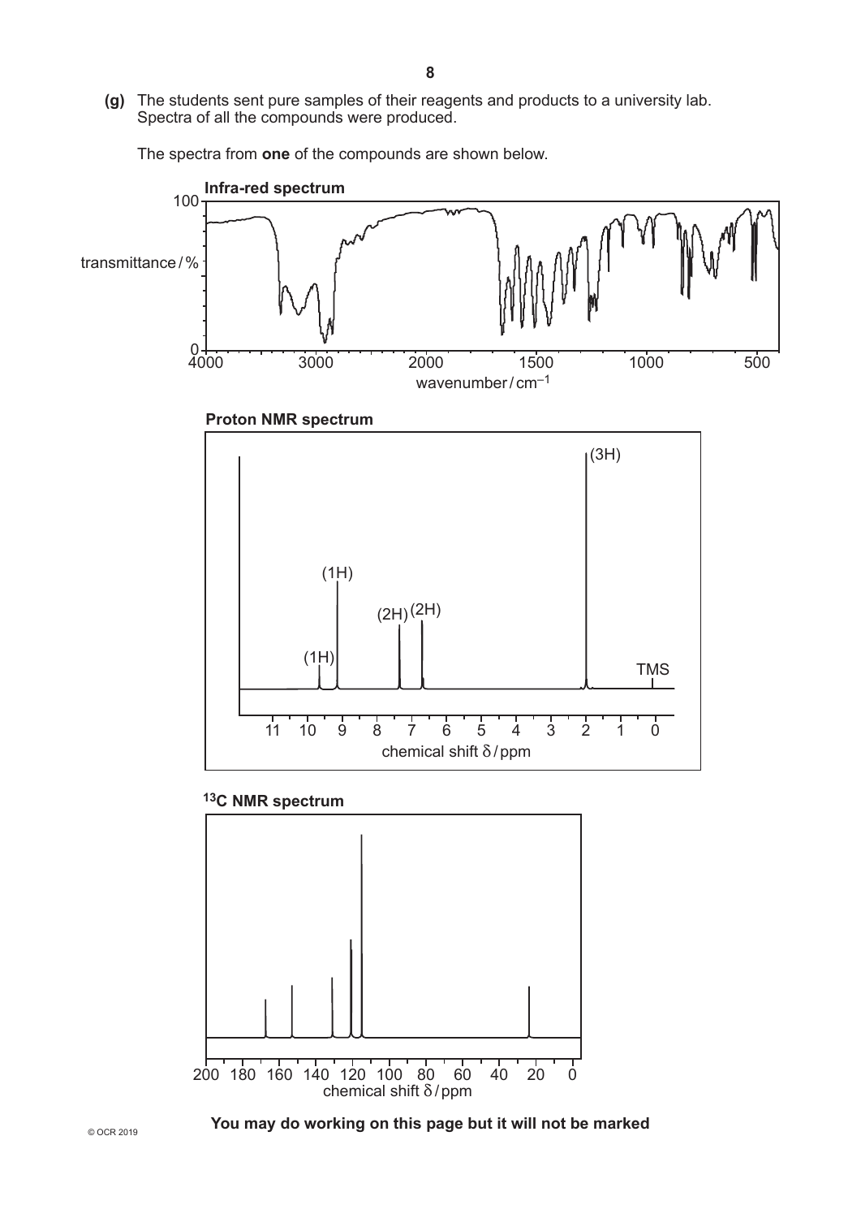**(g)** The students sent pure samples of their reagents and products to a university lab. Spectra of all the compounds were produced.

The spectra from **one** of the compounds are shown below.

**Infra-red spectrum**

transmittance / %

wavenumber / $cm^{-1}$

**Proton NMR spectrum**

(1H) (1H) (2H) (2H) (3H) TMS

chemical shift $\delta$ / ppm

**$^{13}C$ NMR spectrum**

chemical shift $\delta$ / ppm

**You may do working on this page but it will not be marked**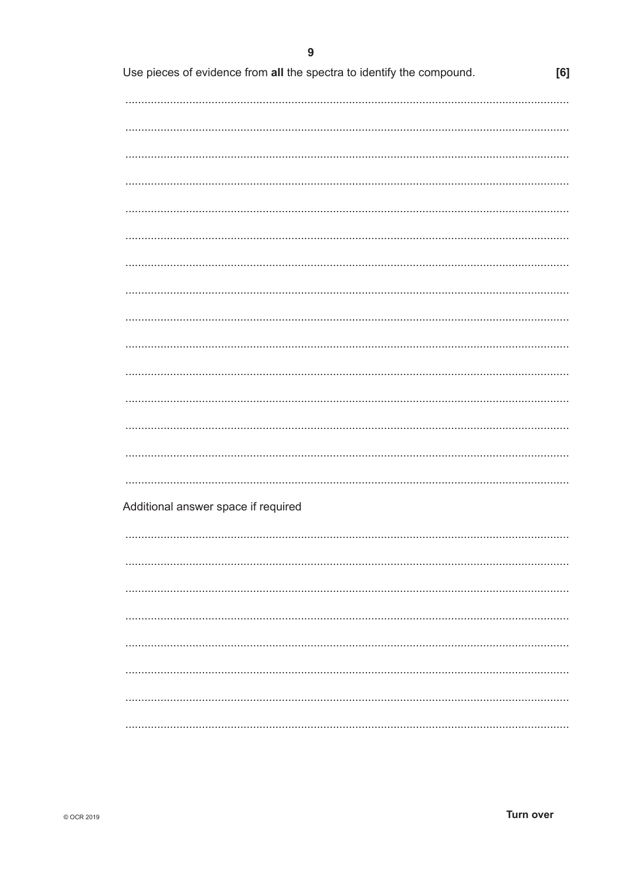Use pieces of evidence from **all** the spectra to identify the compound. **[6]**

..........................................................................................................................................

..........................................................................................................................................

..........................................................................................................................................

..........................................................................................................................................

..........................................................................................................................................

..........................................................................................................................................

..........................................................................................................................................

..........................................................................................................................................

..........................................................................................................................................

..........................................................................................................................................

..........................................................................................................................................

..........................................................................................................................................

..........................................................................................................................................

..........................................................................................................................................

..........................................................................................................................................

Additional answer space if required

..........................................................................................................................................

..........................................................................................................................................

..........................................................................................................................................

..........................................................................................................................................

..........................................................................................................................................

..........................................................................................................................................

..........................................................................................................................................

..........................................................................................................................................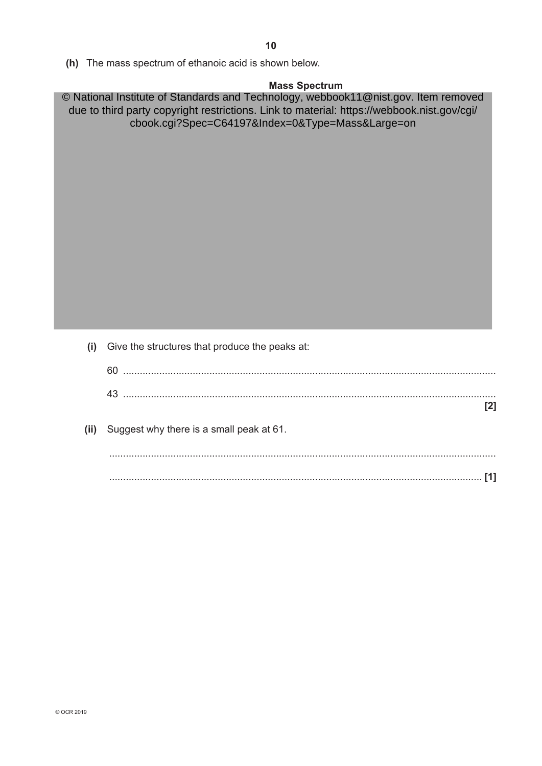**(h)** The mass spectrum of ethanoic acid is shown below.

**Mass Spectrum**

© National Institute of Standards and Technology, webbook11@nist.gov. Item removed due to third party copyright restrictions. Link to material: https://webbook.nist.gov/cgi/cbook.cgi?Spec=C64197&Index=0&Type=Mass&Large=on

**(i)** Give the structures that produce the peaks at:

60 ..............................................................................................................................

43 ..............................................................................................................................

**[2]**

**(ii)** Suggest why there is a small peak at 61.

..............................................................................................................................

.............................................................................................................................. **[1]**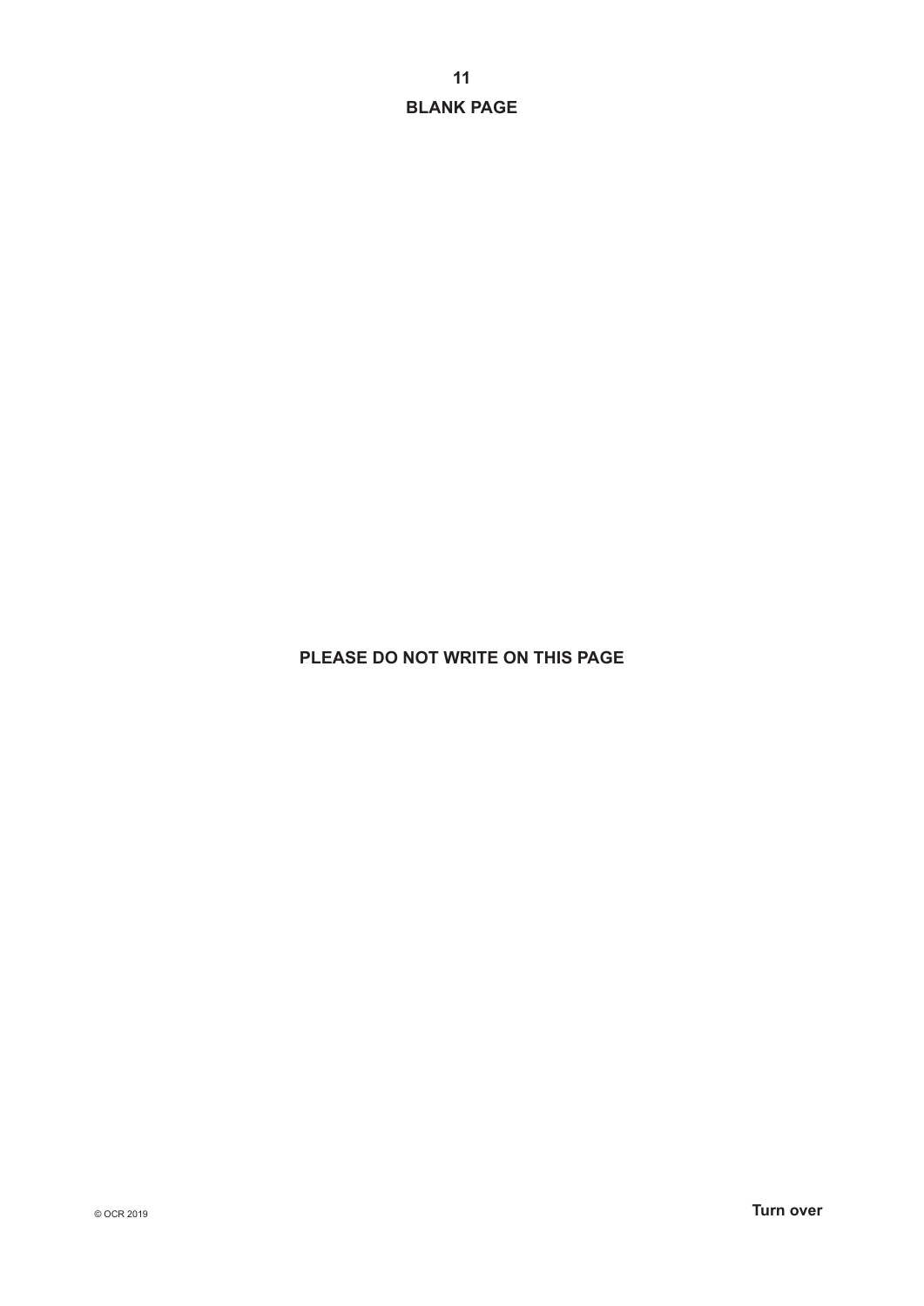**BLANK PAGE**

**PLEASE DO NOT WRITE ON THIS PAGE**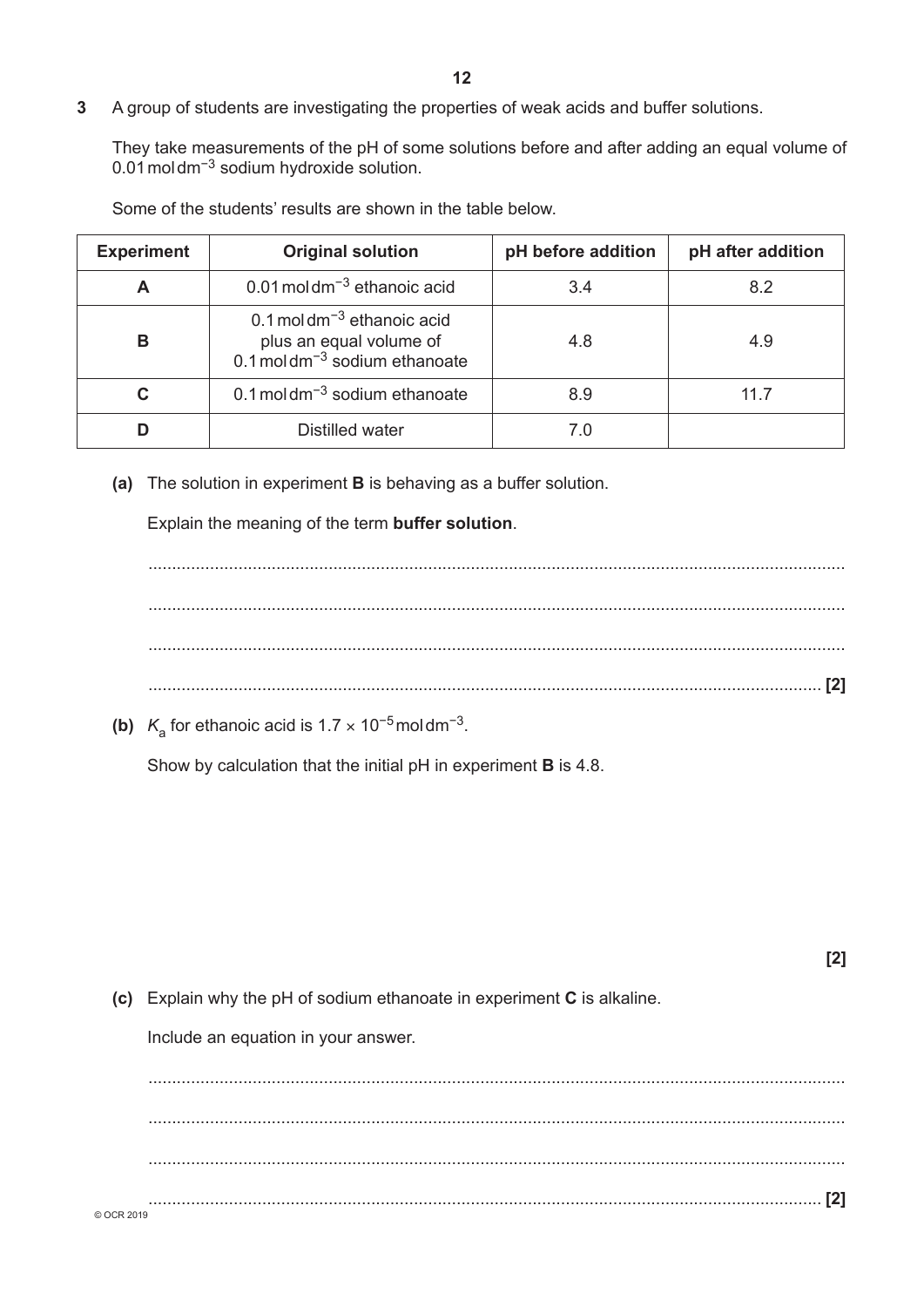**3** A group of students are investigating the properties of weak acids and buffer solutions.

They take measurements of the pH of some solutions before and after adding an equal volume of $0.01\,mol\,dm^{-3}$ sodium hydroxide solution.

Some of the students' results are shown in the table below.

| Experiment | Original solution | pH before addition | pH after addition |
|---|---|---|---|
| **A** | $0.01\,mol\,dm^{-3}$ ethanoic acid | 3.4 | 8.2 |
| **B** | $0.1\,mol\,dm^{-3}$ ethanoic acid plus an equal volume of $0.1\,mol\,dm^{-3}$ sodium ethanoate | 4.8 | 4.9 |
| **C** | $0.1\,mol\,dm^{-3}$ sodium ethanoate | 8.9 | 11.7 |
| **D** | Distilled water | 7.0 | |

**(a)** The solution in experiment **B** is behaving as a buffer solution.

Explain the meaning of the term **buffer solution**.

..................................................................................................................................................

..................................................................................................................................................

..................................................................................................................................................

.............................................................................................................................................. **[2]**

**(b)** $K_a$ for ethanoic acid is $1.7 \times 10^{-5}\,mol\,dm^{-3}$.

Show by calculation that the initial pH in experiment **B** is 4.8.

**[2]**

**(c)** Explain why the pH of sodium ethanoate in experiment **C** is alkaline.

Include an equation in your answer.

..................................................................................................................................................

..................................................................................................................................................

..................................................................................................................................................

.............................................................................................................................................. **[2]**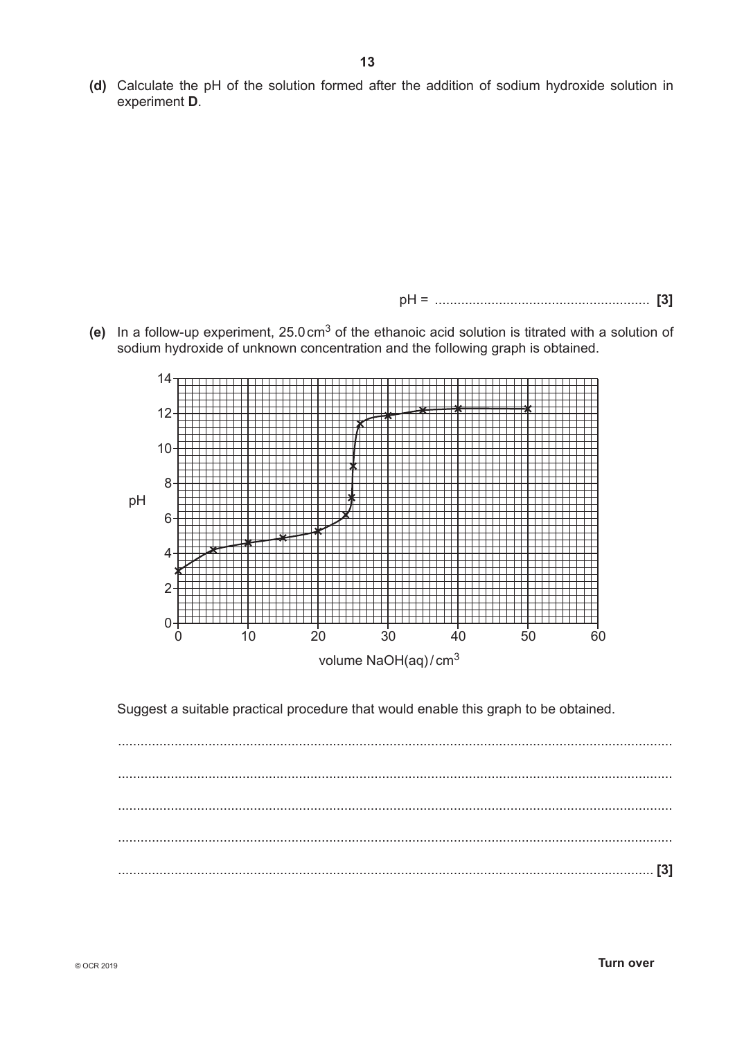**(d)** Calculate the pH of the solution formed after the addition of sodium hydroxide solution in experiment **D**.

pH = ......................................................... **[3]**

**(e)** In a follow-up experiment, 25.0 $cm^3$ of the ethanoic acid solution is titrated with a solution of sodium hydroxide of unknown concentration and the following graph is obtained.

Suggest a suitable practical procedure that would enable this graph to be obtained.

...................................................................................................................................................

...................................................................................................................................................

...................................................................................................................................................

...................................................................................................................................................

............................................................................................................................................. **[3]**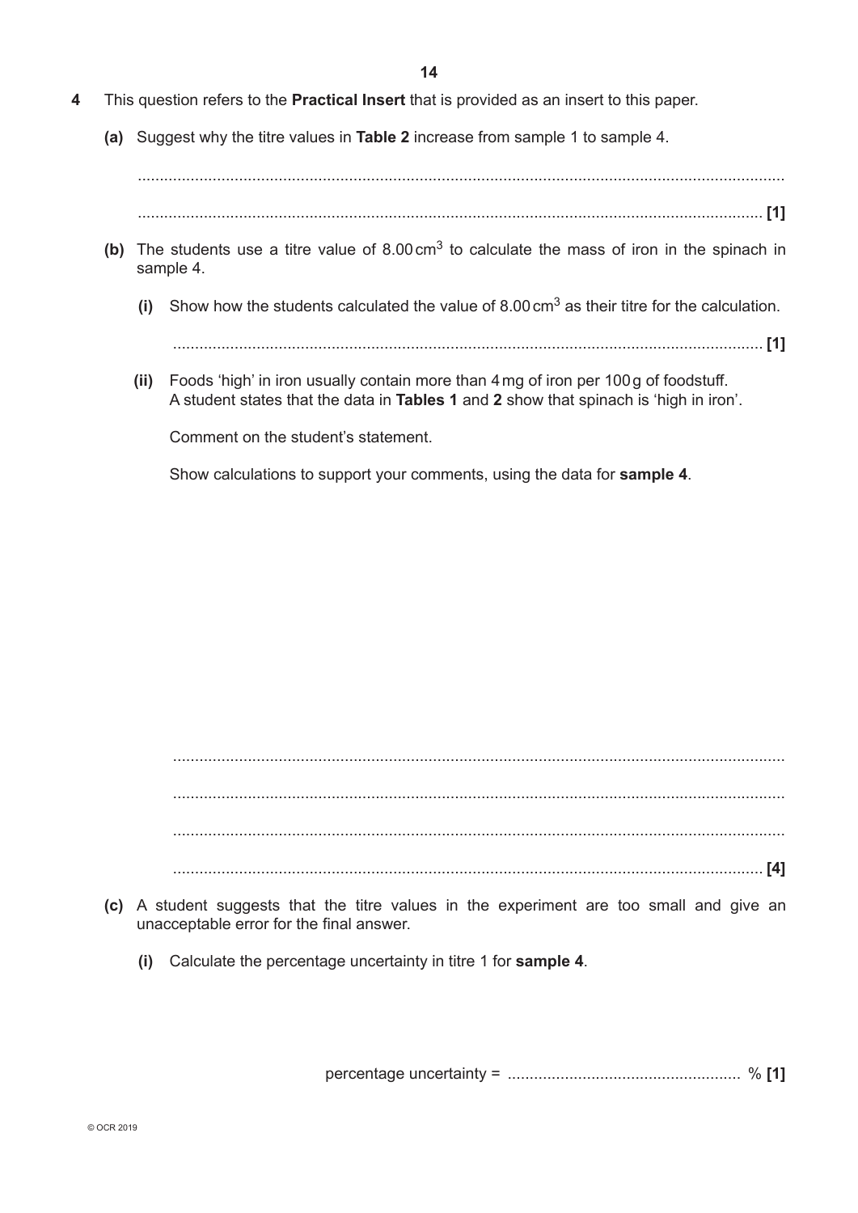**4** This question refers to the **Practical Insert** that is provided as an insert to this paper.

**(a)** Suggest why the titre values in **Table 2** increase from sample 1 to sample 4.

...................................................................................................................................................

............................................................................................................................................. **[1]**

**(b)** The students use a titre value of 8.00 $cm^3$ to calculate the mass of iron in the spinach in sample 4.

**(i)** Show how the students calculated the value of 8.00 $cm^3$ as their titre for the calculation.

...................................................................................................................................... **[1]**

**(ii)** Foods 'high' in iron usually contain more than 4 mg of iron per 100 g of foodstuff. A student states that the data in **Tables 1** and **2** show that spinach is 'high in iron'.

Comment on the student's statement.

Show calculations to support your comments, using the data for **sample 4**.

...........................................................................................................................................

...........................................................................................................................................

...........................................................................................................................................

...................................................................................................................................... **[4]**

**(c)** A student suggests that the titre values in the experiment are too small and give an unacceptable error for the final answer.

**(i)** Calculate the percentage uncertainty in titre 1 for **sample 4**.

percentage uncertainty = .................................................... % **[1]**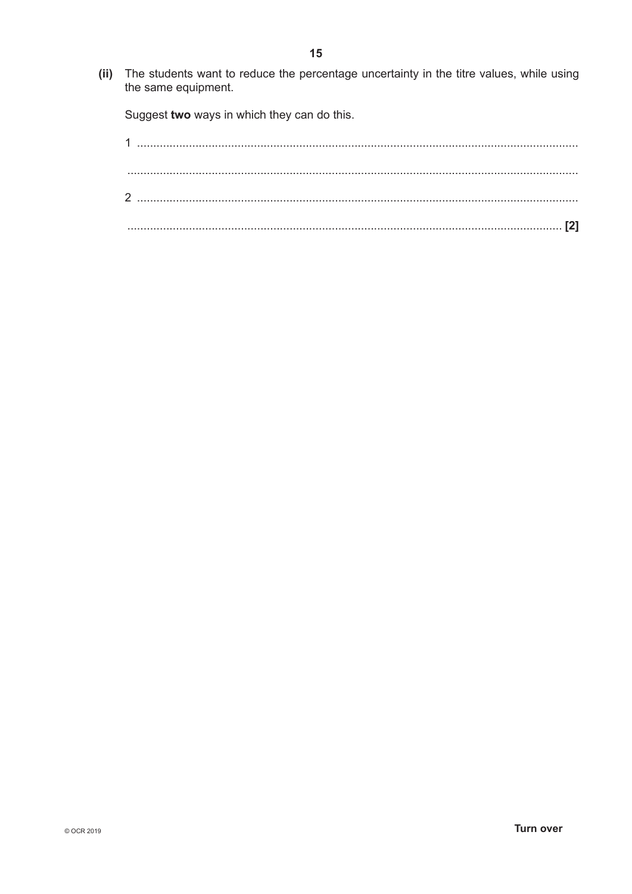**(ii)** The students want to reduce the percentage uncertainty in the titre values, while using the same equipment.

Suggest **two** ways in which they can do this.

1 ..................................................................................................................................

..................................................................................................................................

2 ..................................................................................................................................

.................................................................................................................................. **[2]**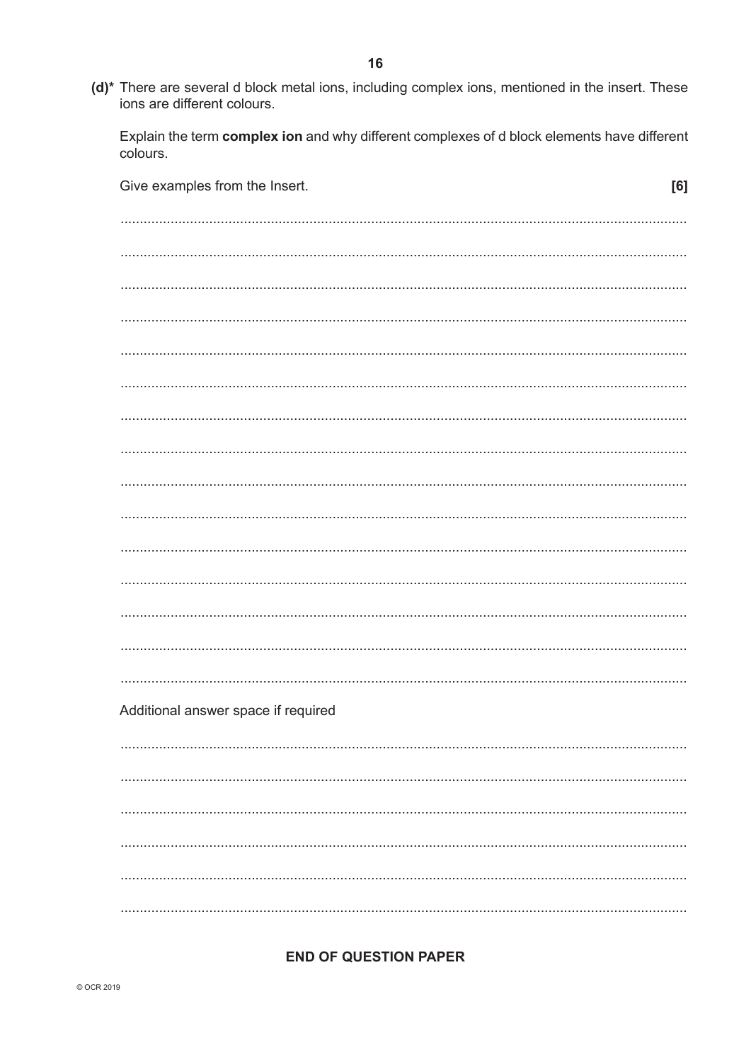**(d)*** There are several d block metal ions, including complex ions, mentioned in the insert. These ions are different colours.

Explain the term **complex ion** and why different complexes of d block elements have different colours.

Give examples from the Insert. **[6]**

..................................................................................................................................................

..................................................................................................................................................

..................................................................................................................................................

..................................................................................................................................................

..................................................................................................................................................

..................................................................................................................................................

..................................................................................................................................................

..................................................................................................................................................

..................................................................................................................................................

..................................................................................................................................................

..................................................................................................................................................

..................................................................................................................................................

..................................................................................................................................................

..................................................................................................................................................

..................................................................................................................................................

Additional answer space if required

..................................................................................................................................................

..................................................................................................................................................

..................................................................................................................................................

..................................................................................................................................................

..................................................................................................................................................

..................................................................................................................................................

**END OF QUESTION PAPER**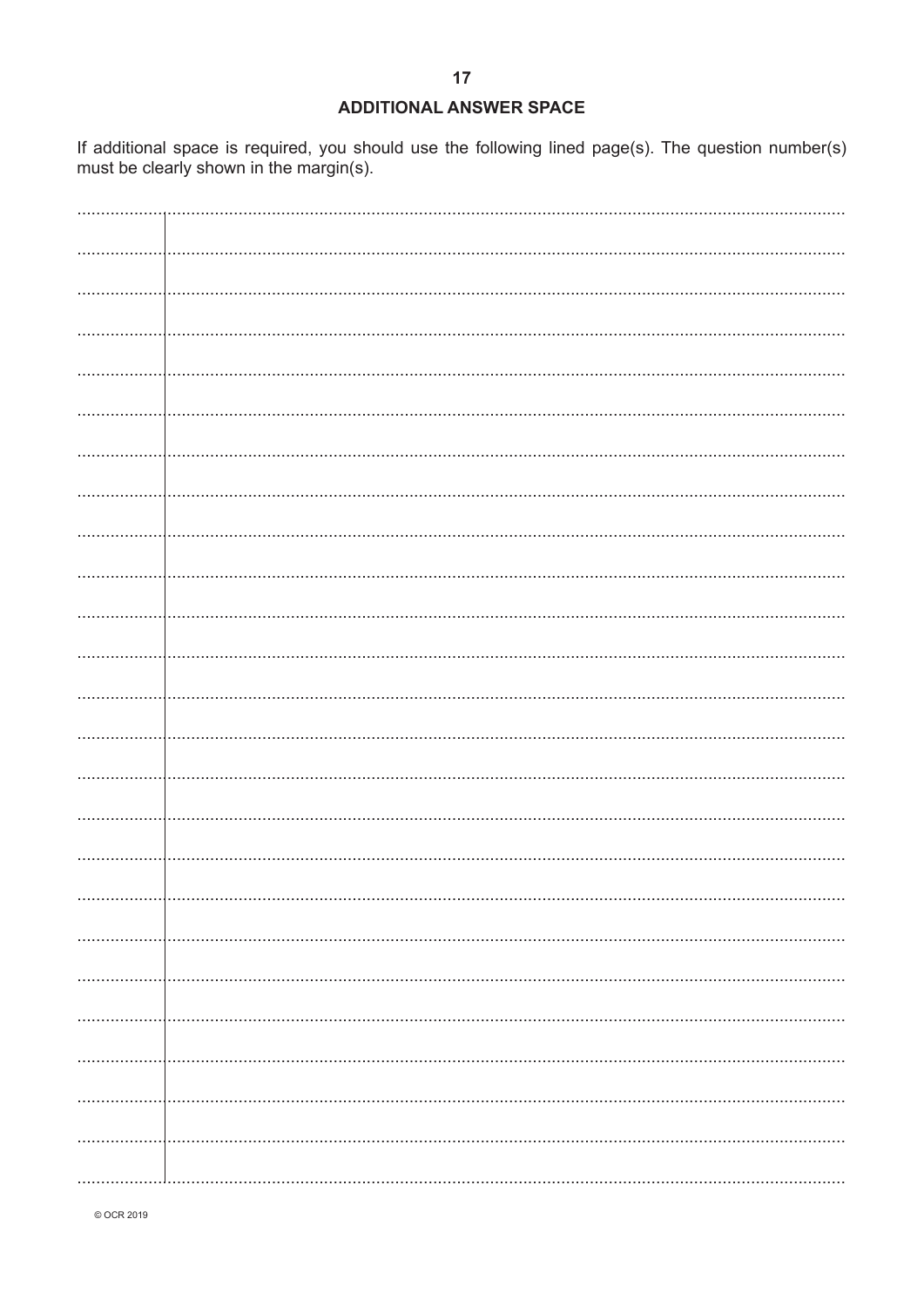## ADDITIONAL ANSWER SPACE

If additional space is required, you should use the following lined page(s). The question number(s) must be clearly shown in the margin(s).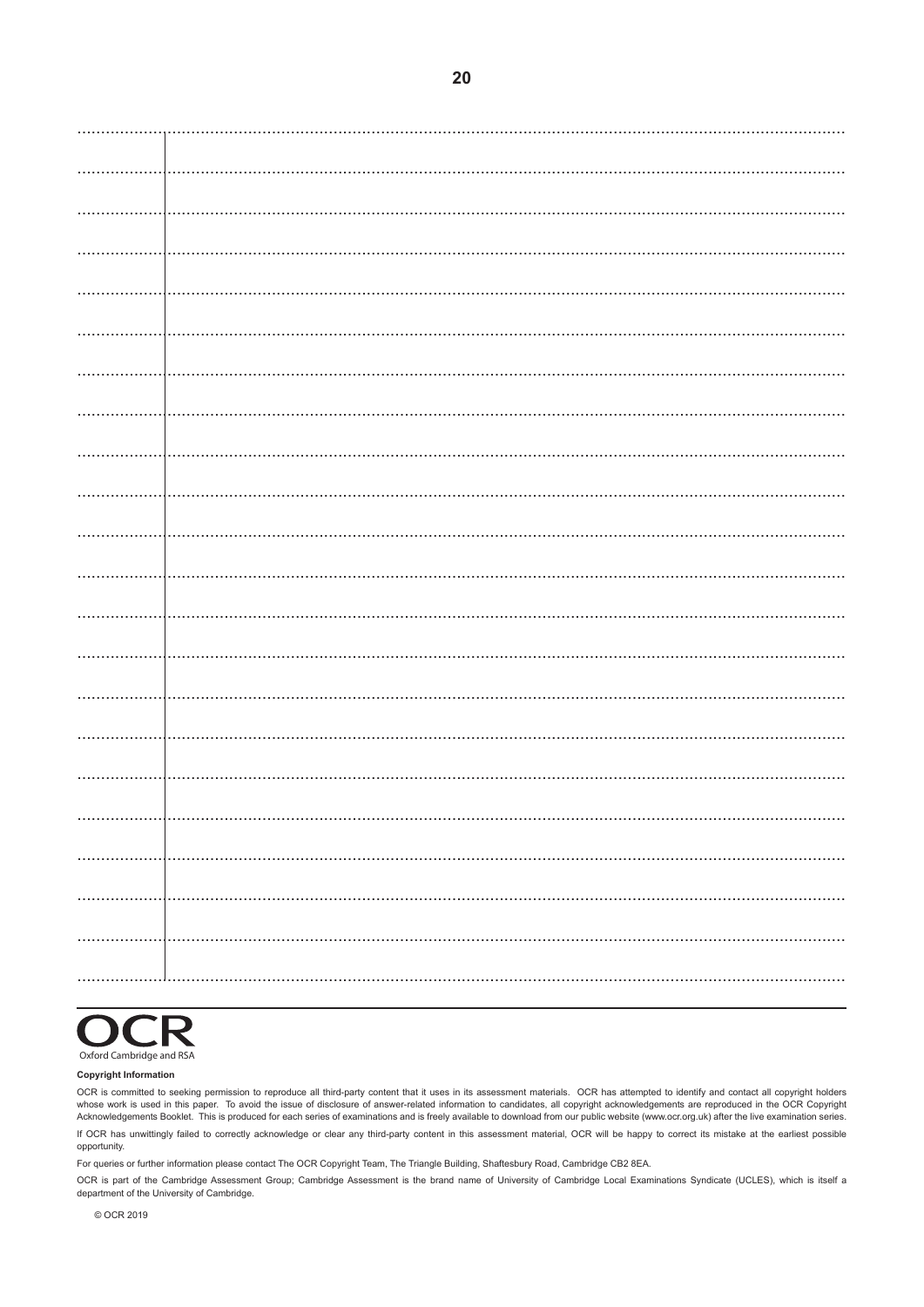Oxford Cambridge and RSA

**Copyright Information**

OCR is committed to seeking permission to reproduce all third-party content that it uses in its assessment materials. OCR has attempted to identify and contact all copyright holders whose work is used in this paper. To avoid the issue of disclosure of answer-related information to candidates, all copyright acknowledgements are reproduced in the OCR Copyright Acknowledgements Booklet. This is produced for each series of examinations and is freely available to download from our public website (www.ocr.org.uk) after the live examination series.

If OCR has unwittingly failed to correctly acknowledge or clear any third-party content in this assessment material, OCR will be happy to correct its mistake at the earliest possible opportunity.

For queries or further information please contact The OCR Copyright Team, The Triangle Building, Shaftesbury Road, Cambridge CB2 8EA.

OCR is part of the Cambridge Assessment Group; Cambridge Assessment is the brand name of University of Cambridge Local Examinations Syndicate (UCLES), which is itself a department of the University of Cambridge.

© OCR 2019